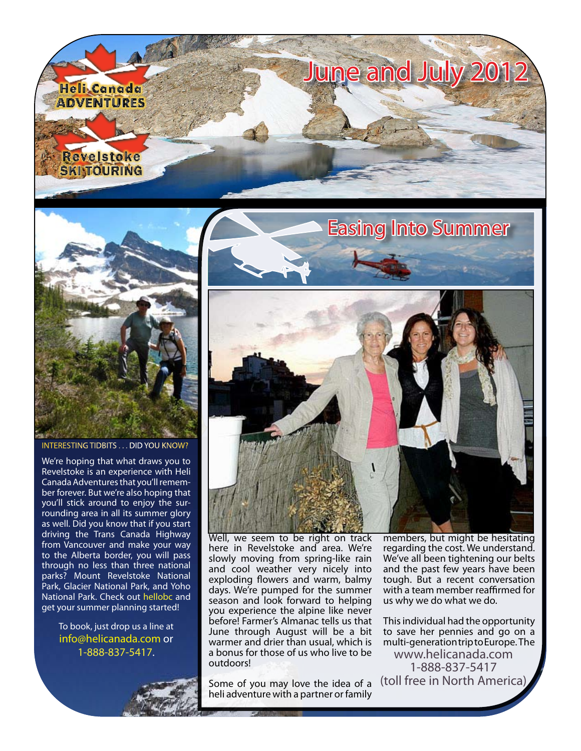Heli Canada ADVENTURES

Revelstoke SKI TOURING

# June and July 2012

## Easing Into Summer

Well, we seem to be right on track here in Revelstoke and area. We're slowly moving from spring-like rain and cool weather very nicely into exploding flowers and warm, balmy days. We're pumped for the summer season and look forward to helping you experience the alpine like never before! Farmer's Almanac tells us that June through August will be a bit warmer and drier than usual, which is a bonus for those of us who live to be outdoors!

Some of you may love the idea of a heli adventure with a partner or family members, but might be hesitating regarding the cost. We understand. We've all been tightening our belts and the past few years have been tough. But a recent conversation with a team member reaffirmed for us why we do what we do.

This individual had the opportunity to save her pennies and go on a multi-generation trip to Europe. The

www.helicanada.com
1-888-837-5417
(toll free in North America)

### INTERESTING TIDBITS . . . DID YOU KNOW?

We're hoping that what draws you to Revelstoke is an experience with Heli Canada Adventures that you'll remember forever. But we're also hoping that you'll stick around to enjoy the surrounding area in all its summer glory as well. Did you know that if you start driving the Trans Canada Highway from Vancouver and make your way to the Alberta border, you will pass through no less than three national parks? Mount Revelstoke National Park, Glacier National Park, and Yoho National Park. Check out hellobc and get your summer planning started!

To book, just drop us a line at info@helicanada.com or 1-888-837-5417.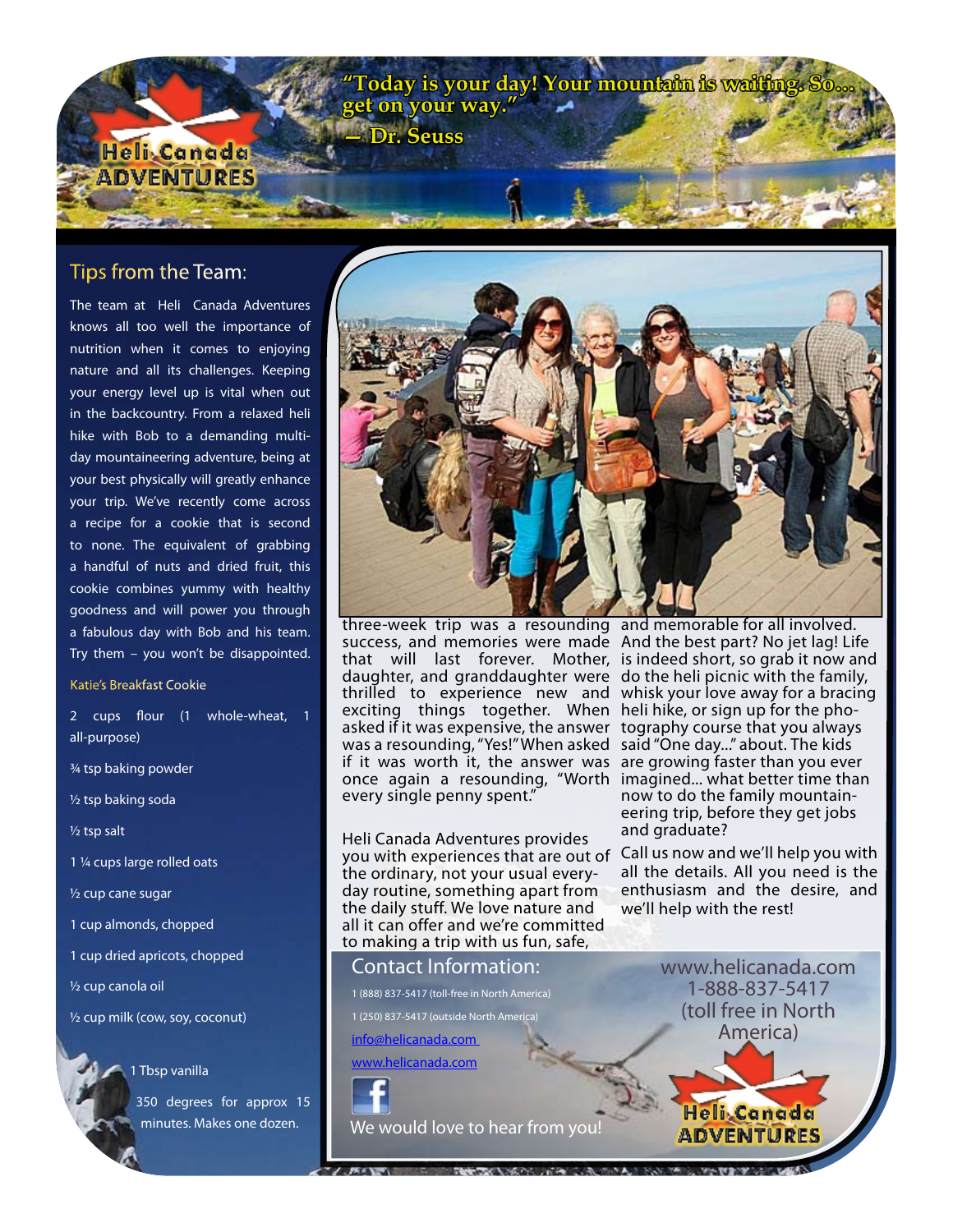*"Today is your day! Your mountain is waiting. So... get on your way."*
**— Dr. Seuss**

## Tips from the Team:

The team at Heli Canada Adventures knows all too well the importance of nutrition when it comes to enjoying nature and all its challenges. Keeping your energy level up is vital when out in the backcountry. From a relaxed heli hike with Bob to a demanding multi-day mountaineering adventure, being at your best physically will greatly enhance your trip. We've recently come across a recipe for a cookie that is second to none. The equivalent of grabbing a handful of nuts and dried fruit, this cookie combines yummy with healthy goodness and will power you through a fabulous day with Bob and his team. Try them – you won't be disappointed.

### Katie's Breakfast Cookie

2 cups flour (1 whole-wheat, 1 all-purpose)

¾ tsp baking powder

½ tsp baking soda

½ tsp salt

1 ¼ cups large rolled oats

½ cup cane sugar

1 cup almonds, chopped

1 cup dried apricots, chopped

½ cup canola oil

½ cup milk (cow, soy, coconut)

1 Tbsp vanilla

350 degrees for approx 15 minutes. Makes one dozen.

three-week trip was a resounding success, and memories were made that will last forever. Mother, daughter, and granddaughter were thrilled to experience new and exciting things together. When asked if it was expensive, the answer was a resounding, "Yes!" When asked if it was worth it, the answer was once again a resounding, "Worth every single penny spent."

Heli Canada Adventures provides you with experiences that are out of the ordinary, not your usual every-day routine, something apart from the daily stuff. We love nature and all it can offer and we're committed to making a trip with us fun, safe, and memorable for all involved. And the best part? No jet lag! Life is indeed short, so grab it now and do the heli picnic with the family, whisk your love away for a bracing heli hike, or sign up for the photography course that you always said "One day..." about. The kids are growing faster than you ever imagined... what better time than now to do the family mountaineering trip, before they get jobs and graduate?

Call us now and we'll help you with all the details. All you need is the enthusiasm and the desire, and we'll help with the rest!

## Contact Information:

1 (888) 837-5417 (toll-free in North America)

1 (250) 837-5417 (outside North America)

info@helicanada.com

www.helicanada.com

We would love to hear from you!

www.helicanada.com
1-888-837-5417
(toll free in North America)